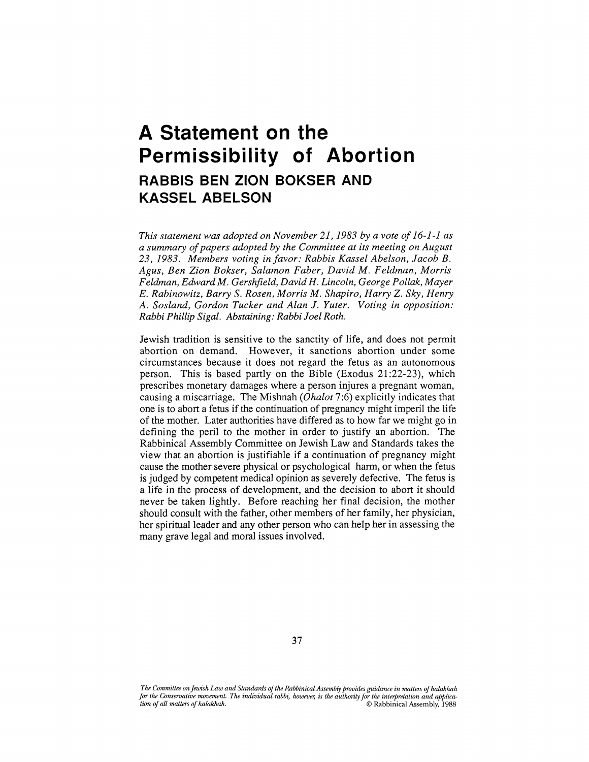# A Statement on the Permissibility of Abortion

## RABBIS BEN ZION BOKSER AND KASSEL ABELSON

*This statement was adopted on November 21, 1983 by a vote of 16-1-1 as a summary of papers adopted by the Committee at its meeting on August 23, 1983. Members voting in favor: Rabbis Kassel Abelson, Jacob B. Agus, Ben Zion Bokser, Salamon Faber, David M. Feldman, Morris Feldman, Edward M. Gershfield, David H. Lincoln, George Pollak, Mayer E. Rabinowitz, Barry S. Rosen, Morris M. Shapiro, Harry Z. Sky, Henry A. Sosland, Gordon Tucker and Alan J. Yuter. Voting in opposition: Rabbi Phillip Sigal. Abstaining: Rabbi Joel Roth.*

Jewish tradition is sensitive to the sanctity of life, and does not permit abortion on demand. However, it sanctions abortion under some circumstances because it does not regard the fetus as an autonomous person. This is based partly on the Bible (Exodus 21:22-23), which prescribes monetary damages where a person injures a pregnant woman, causing a miscarriage. The Mishnah (*Ohalot* 7:6) explicitly indicates that one is to abort a fetus if the continuation of pregnancy might imperil the life of the mother. Later authorities have differed as to how far we might go in defining the peril to the mother in order to justify an abortion. The Rabbinical Assembly Committee on Jewish Law and Standards takes the view that an abortion is justifiable if a continuation of pregnancy might cause the mother severe physical or psychological harm, or when the fetus is judged by competent medical opinion as severely defective. The fetus is a life in the process of development, and the decision to abort it should never be taken lightly. Before reaching her final decision, the mother should consult with the father, other members of her family, her physician, her spiritual leader and any other person who can help her in assessing the many grave legal and moral issues involved.

*The Committee on Jewish Law and Standards of the Rabbinical Assembly provides guidance in matters of halakhah for the Conservative movement. The individual rabbi, however, is the authority for the interpretation and application of all matters of halakhah.* © Rabbinical Assembly, 1988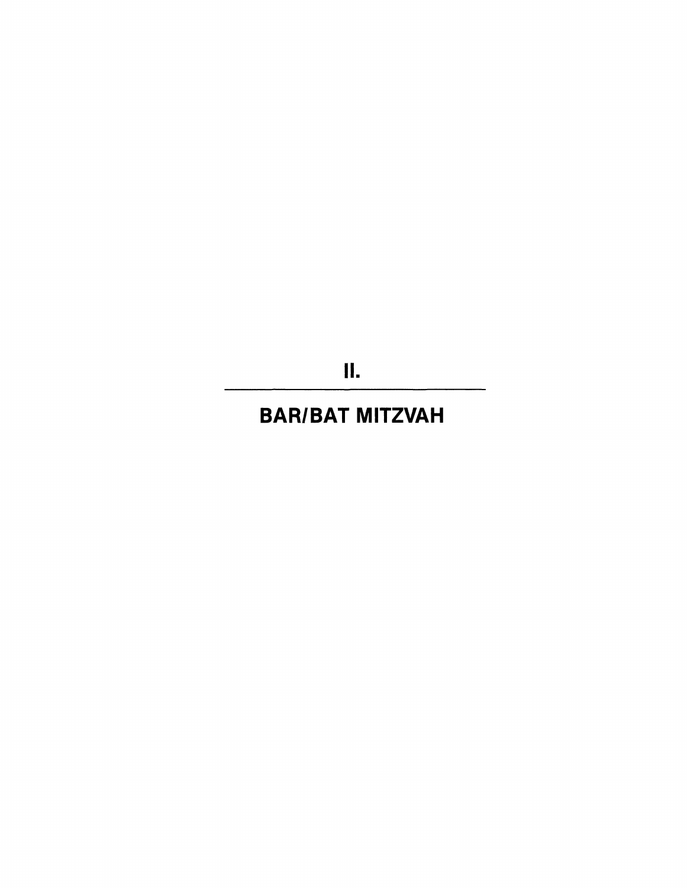# II.

# BAR/BAT MITZVAH